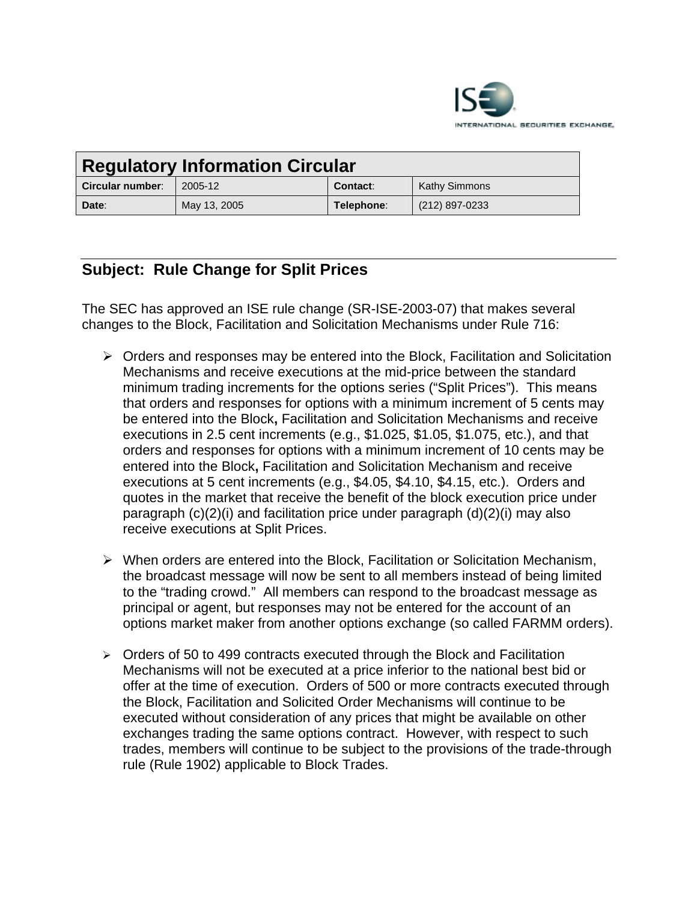## Regulatory Information Circular

| Circular number: | 2005-12 | Contact: | Kathy Simmons |
|---|---|---|---|
| Date: | May 13, 2005 | Telephone: | (212) 897-0233 |

### Subject: Rule Change for Split Prices

The SEC has approved an ISE rule change (SR-ISE-2003-07) that makes several changes to the Block, Facilitation and Solicitation Mechanisms under Rule 716:

- Orders and responses may be entered into the Block, Facilitation and Solicitation Mechanisms and receive executions at the mid-price between the standard minimum trading increments for the options series ("Split Prices"). This means that orders and responses for options with a minimum increment of 5 cents may be entered into the Block**,** Facilitation and Solicitation Mechanisms and receive executions in 2.5 cent increments (e.g., $1.025, $1.05, $1.075, etc.), and that orders and responses for options with a minimum increment of 10 cents may be entered into the Block**,** Facilitation and Solicitation Mechanism and receive executions at 5 cent increments (e.g., $4.05, $4.10, $4.15, etc.). Orders and quotes in the market that receive the benefit of the block execution price under paragraph (c)(2)(i) and facilitation price under paragraph (d)(2)(i) may also receive executions at Split Prices.

- When orders are entered into the Block, Facilitation or Solicitation Mechanism, the broadcast message will now be sent to all members instead of being limited to the "trading crowd." All members can respond to the broadcast message as principal or agent, but responses may not be entered for the account of an options market maker from another options exchange (so called FARMM orders).

- Orders of 50 to 499 contracts executed through the Block and Facilitation Mechanisms will not be executed at a price inferior to the national best bid or offer at the time of execution. Orders of 500 or more contracts executed through the Block, Facilitation and Solicited Order Mechanisms will continue to be executed without consideration of any prices that might be available on other exchanges trading the same options contract. However, with respect to such trades, members will continue to be subject to the provisions of the trade-through rule (Rule 1902) applicable to Block Trades.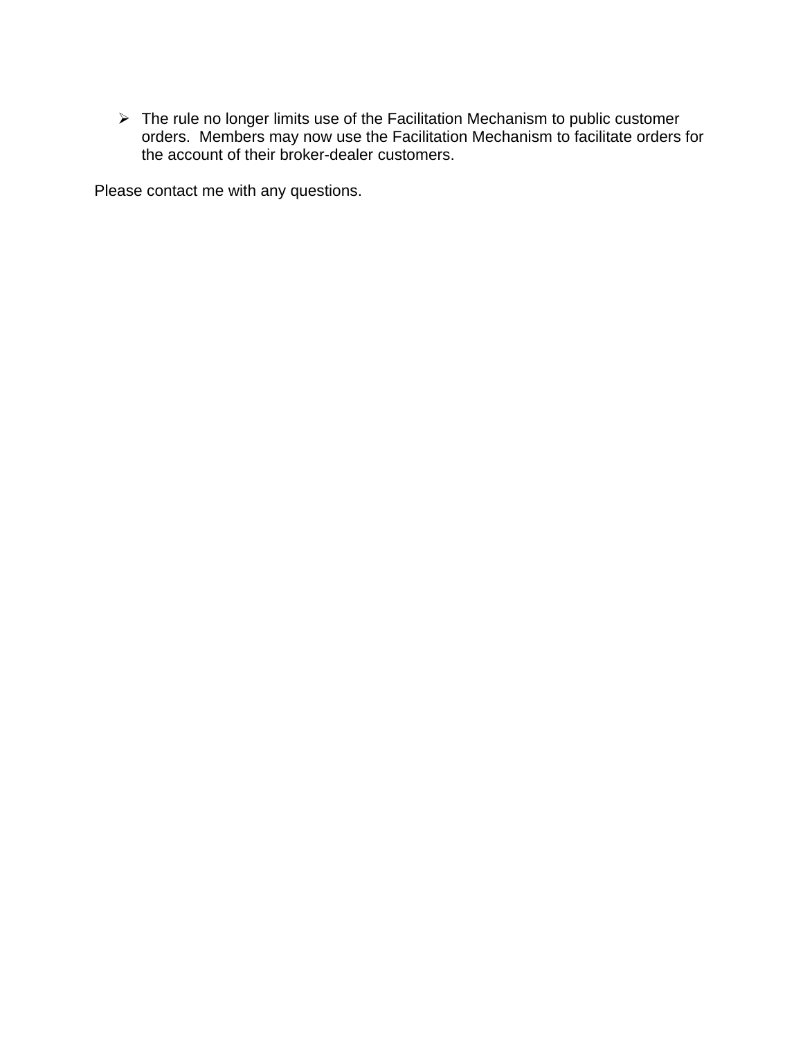- The rule no longer limits use of the Facilitation Mechanism to public customer orders.  Members may now use the Facilitation Mechanism to facilitate orders for the account of their broker-dealer customers.

Please contact me with any questions.